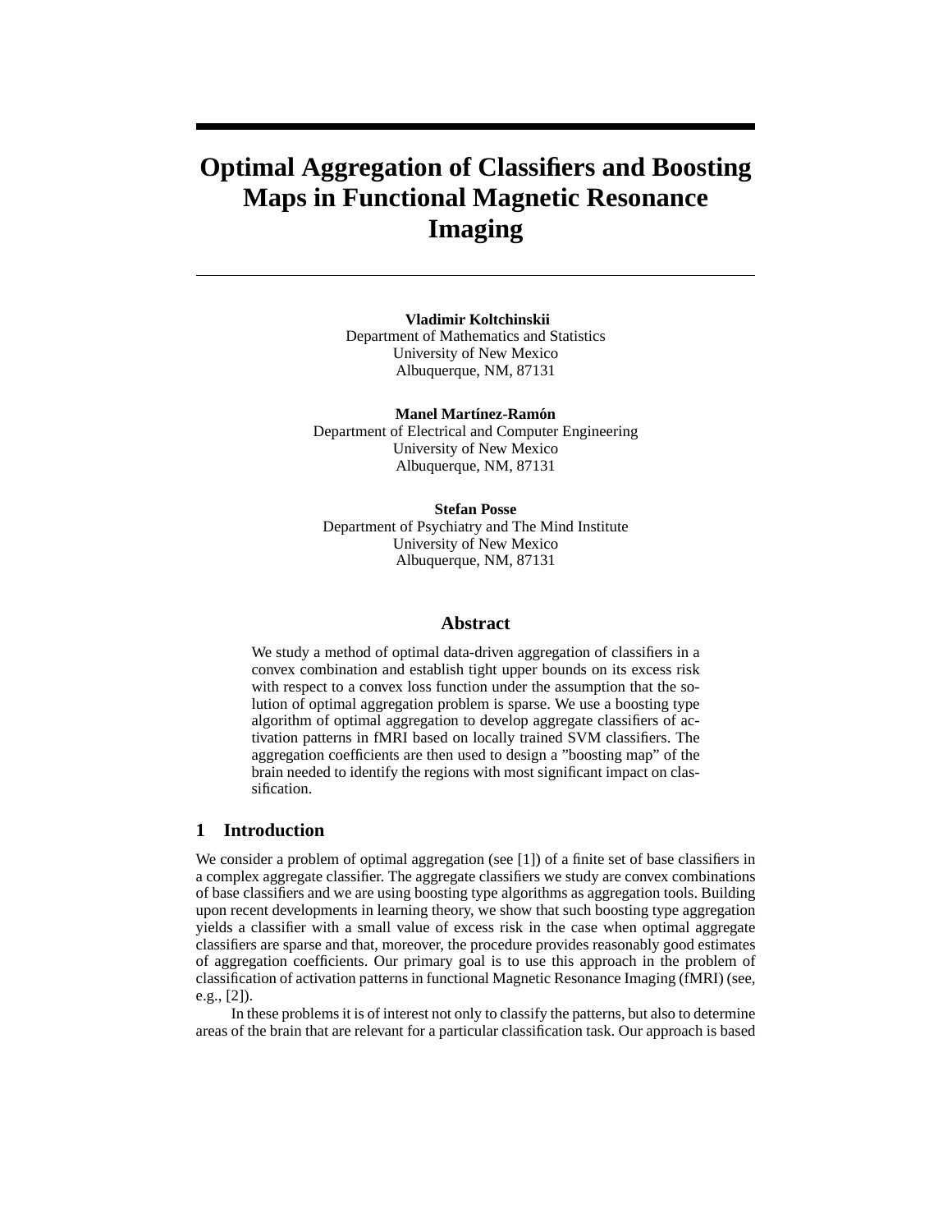# Optimal Aggregation of Classifiers and Boosting Maps in Functional Magnetic Resonance Imaging

**Vladimir Koltchinskii**
Department of Mathematics and Statistics
University of New Mexico
Albuquerque, NM, 87131

**Manel Martínez-Ramón**
Department of Electrical and Computer Engineering
University of New Mexico
Albuquerque, NM, 87131

**Stefan Posse**
Department of Psychiatry and The Mind Institute
University of New Mexico
Albuquerque, NM, 87131

## Abstract

We study a method of optimal data-driven aggregation of classifiers in a convex combination and establish tight upper bounds on its excess risk with respect to a convex loss function under the assumption that the solution of optimal aggregation problem is sparse. We use a boosting type algorithm of optimal aggregation to develop aggregate classifiers of activation patterns in fMRI based on locally trained SVM classifiers. The aggregation coefficients are then used to design a "boosting map" of the brain needed to identify the regions with most significant impact on classification.

## 1 Introduction

We consider a problem of optimal aggregation (see [1]) of a finite set of base classifiers in a complex aggregate classifier. The aggregate classifiers we study are convex combinations of base classifiers and we are using boosting type algorithms as aggregation tools. Building upon recent developments in learning theory, we show that such boosting type aggregation yields a classifier with a small value of excess risk in the case when optimal aggregate classifiers are sparse and that, moreover, the procedure provides reasonably good estimates of aggregation coefficients. Our primary goal is to use this approach in the problem of classification of activation patterns in functional Magnetic Resonance Imaging (fMRI) (see, e.g., [2]).

In these problems it is of interest not only to classify the patterns, but also to determine areas of the brain that are relevant for a particular classification task. Our approach is based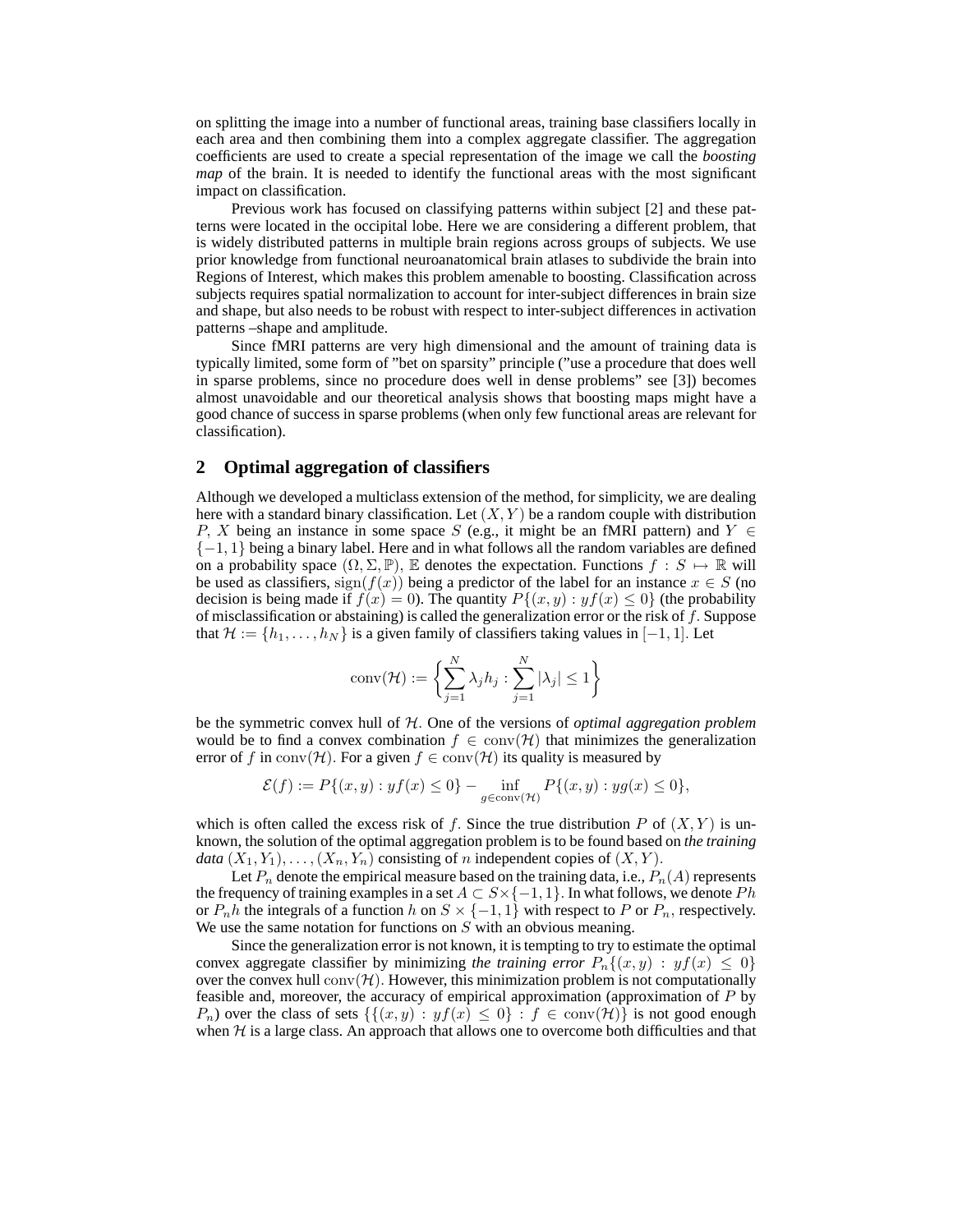on splitting the image into a number of functional areas, training base classifiers locally in each area and then combining them into a complex aggregate classifier. The aggregation coefficients are used to create a special representation of the image we call the *boosting map* of the brain. It is needed to identify the functional areas with the most significant impact on classification.

Previous work has focused on classifying patterns within subject [2] and these patterns were located in the occipital lobe. Here we are considering a different problem, that is widely distributed patterns in multiple brain regions across groups of subjects. We use prior knowledge from functional neuroanatomical brain atlases to subdivide the brain into Regions of Interest, which makes this problem amenable to boosting. Classification across subjects requires spatial normalization to account for inter-subject differences in brain size and shape, but also needs to be robust with respect to inter-subject differences in activation patterns –shape and amplitude.

Since fMRI patterns are very high dimensional and the amount of training data is typically limited, some form of "bet on sparsity" principle ("use a procedure that does well in sparse problems, since no procedure does well in dense problems" see [3]) becomes almost unavoidable and our theoretical analysis shows that boosting maps might have a good chance of success in sparse problems (when only few functional areas are relevant for classification).

## 2 Optimal aggregation of classifiers

Although we developed a multiclass extension of the method, for simplicity, we are dealing here with a standard binary classification. Let $(X, Y)$ be a random couple with distribution $P$, $X$ being an instance in some space $S$ (e.g., it might be an fMRI pattern) and $Y \in \{-1, 1\}$ being a binary label. Here and in what follows all the random variables are defined on a probability space $(\Omega, \Sigma, \mathbb{P})$, $\mathbb{E}$ denotes the expectation. Functions $f : S \mapsto \mathbb{R}$ will be used as classifiers, $\mathrm{sign}(f(x))$ being a predictor of the label for an instance $x \in S$ (no decision is being made if $f(x) = 0$). The quantity $P\{(x, y) : yf(x) \leq 0\}$ (the probability of misclassification or abstaining) is called the generalization error or the risk of $f$. Suppose that $\mathcal{H} := \{h_1, \ldots, h_N\}$ is a given family of classifiers taking values in $[-1, 1]$. Let

$$\mathrm{conv}(\mathcal{H}) := \left\{ \sum_{j=1}^{N} \lambda_j h_j : \sum_{j=1}^{N} |\lambda_j| \leq 1 \right\}$$

be the symmetric convex hull of $\mathcal{H}$. One of the versions of *optimal aggregation problem* would be to find a convex combination $f \in \mathrm{conv}(\mathcal{H})$ that minimizes the generalization error of $f$ in $\mathrm{conv}(\mathcal{H})$. For a given $f \in \mathrm{conv}(\mathcal{H})$ its quality is measured by

$$\mathcal{E}(f) := P\{(x, y) : yf(x) \leq 0\} - \inf_{g \in \mathrm{conv}(\mathcal{H})} P\{(x, y) : yg(x) \leq 0\},$$

which is often called the excess risk of $f$. Since the true distribution $P$ of $(X, Y)$ is unknown, the solution of the optimal aggregation problem is to be found based on *the training data* $(X_1, Y_1), \ldots, (X_n, Y_n)$ consisting of $n$ independent copies of $(X, Y)$.

Let $P_n$ denote the empirical measure based on the training data, i.e., $P_n(A)$ represents the frequency of training examples in a set $A \subset S \times \{-1, 1\}$. In what follows, we denote $Ph$ or $P_n h$ the integrals of a function $h$ on $S \times \{-1, 1\}$ with respect to $P$ or $P_n$, respectively. We use the same notation for functions on $S$ with an obvious meaning.

Since the generalization error is not known, it is tempting to try to estimate the optimal convex aggregate classifier by minimizing *the training error* $P_n\{(x, y) : yf(x) \leq 0\}$ over the convex hull $\mathrm{conv}(\mathcal{H})$. However, this minimization problem is not computationally feasible and, moreover, the accuracy of empirical approximation (approximation of $P$ by $P_n$) over the class of sets $\{\{(x, y) : yf(x) \leq 0\} : f \in \mathrm{conv}(\mathcal{H})\}$ is not good enough when $\mathcal{H}$ is a large class. An approach that allows one to overcome both difficulties and that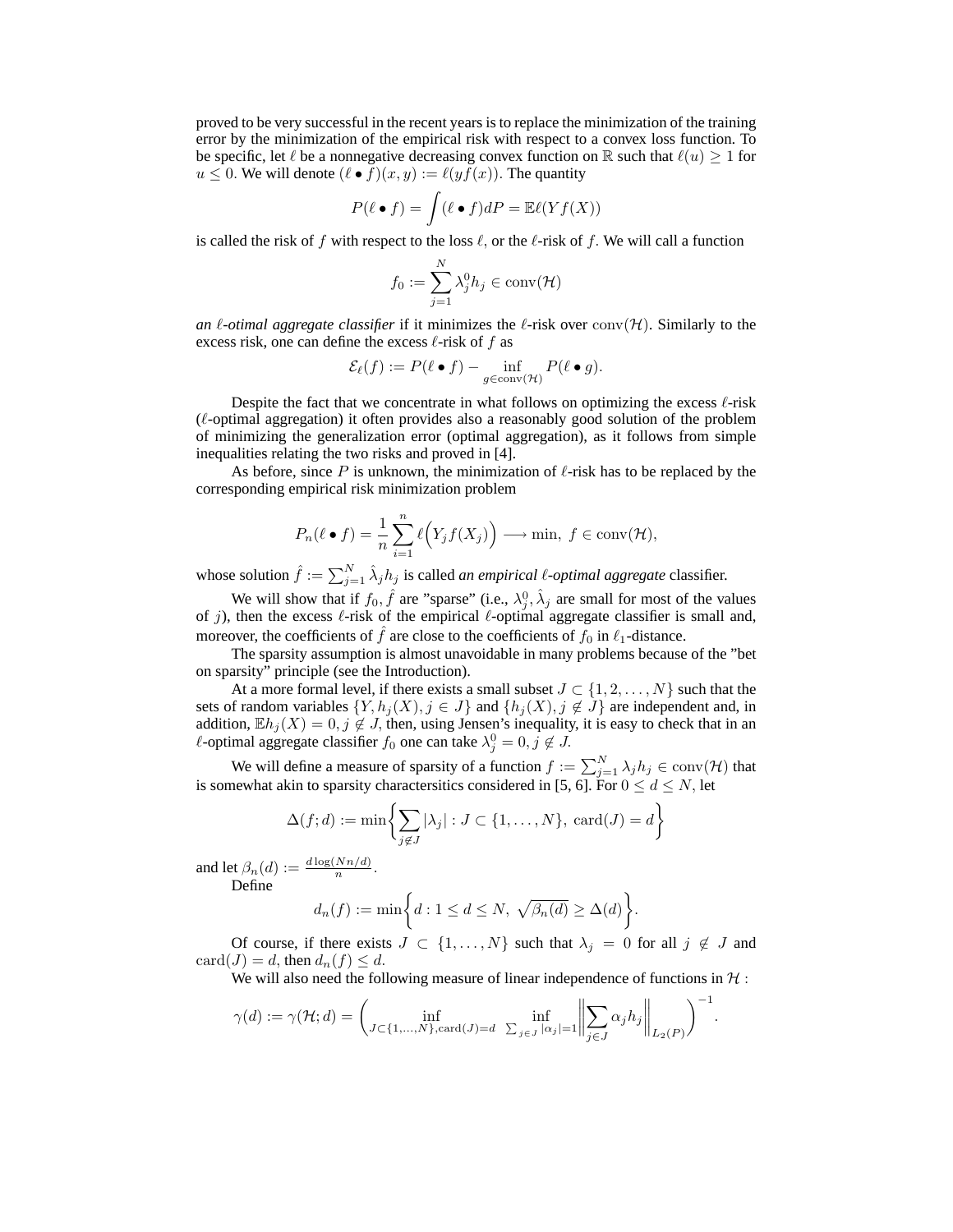proved to be very successful in the recent years is to replace the minimization of the training error by the minimization of the empirical risk with respect to a convex loss function. To be specific, let $\ell$ be a nonnegative decreasing convex function on $\mathbb{R}$ such that $\ell(u) \geq 1$ for $u \leq 0$. We will denote $(\ell \bullet f)(x, y) := \ell(yf(x))$. The quantity

$$P(\ell \bullet f) = \int (\ell \bullet f) dP = \mathbb{E}\ell(Yf(X))$$

is called the risk of $f$ with respect to the loss $\ell$, or the $\ell$-risk of $f$. We will call a function

$$f_0 := \sum_{j=1}^{N} \lambda_j^0 h_j \in \mathrm{conv}(\mathcal{H})$$

*an $\ell$-otimal aggregate classifier* if it minimizes the $\ell$-risk over $\mathrm{conv}(\mathcal{H})$. Similarly to the excess risk, one can define the excess $\ell$-risk of $f$ as

$$\mathcal{E}_\ell(f) := P(\ell \bullet f) - \inf_{g \in \mathrm{conv}(\mathcal{H})} P(\ell \bullet g).$$

Despite the fact that we concentrate in what follows on optimizing the excess $\ell$-risk ($\ell$-optimal aggregation) it often provides also a reasonably good solution of the problem of minimizing the generalization error (optimal aggregation), as it follows from simple inequalities relating the two risks and proved in [4].

As before, since $P$ is unknown, the minimization of $\ell$-risk has to be replaced by the corresponding empirical risk minimization problem

$$P_n(\ell \bullet f) = \frac{1}{n} \sum_{i=1}^{n} \ell\Big(Y_j f(X_j)\Big) \longrightarrow \min, \ f \in \mathrm{conv}(\mathcal{H}),$$

whose solution $\hat{f} := \sum_{j=1}^{N} \hat{\lambda}_j h_j$ is called *an empirical $\ell$-optimal aggregate* classifier.

We will show that if $f_0, \hat{f}$ are "sparse" (i.e., $\lambda_j^0, \hat{\lambda}_j$ are small for most of the values of $j$), then the excess $\ell$-risk of the empirical $\ell$-optimal aggregate classifier is small and, moreover, the coefficients of $\hat{f}$ are close to the coefficients of $f_0$ in $\ell_1$-distance.

The sparsity assumption is almost unavoidable in many problems because of the "bet on sparsity" principle (see the Introduction).

At a more formal level, if there exists a small subset $J \subset \{1, 2, \ldots, N\}$ such that the sets of random variables $\{Y, h_j(X), j \in J\}$ and $\{h_j(X), j \notin J\}$ are independent and, in addition, $\mathbb{E}h_j(X) = 0, j \notin J$, then, using Jensen's inequality, it is easy to check that in an $\ell$-optimal aggregate classifier $f_0$ one can take $\lambda_j^0 = 0, j \notin J$.

We will define a measure of sparsity of a function $f := \sum_{j=1}^{N} \lambda_j h_j \in \mathrm{conv}(\mathcal{H})$ that is somewhat akin to sparsity charactersitics considered in [5, 6]. For $0 \leq d \leq N$, let

$$\Delta(f; d) := \min\Bigg\{\sum_{j \notin J} |\lambda_j| : J \subset \{1, \ldots, N\},\ \mathrm{card}(J) = d\Bigg\}$$

and let $\beta_n(d) := \frac{d \log(Nn/d)}{n}$.

Define

$$d_n(f) := \min\Bigg\{d : 1 \leq d \leq N,\ \sqrt{\beta_n(d)} \geq \Delta(d)\Bigg\}.$$

Of course, if there exists $J \subset \{1, \ldots, N\}$ such that $\lambda_j = 0$ for all $j \notin J$ and $\mathrm{card}(J) = d$, then $d_n(f) \leq d$.

We will also need the following measure of linear independence of functions in $\mathcal{H}$ :

$$\gamma(d) := \gamma(\mathcal{H}; d) = \left( \inf_{J \subset \{1, \ldots, N\}, \mathrm{card}(J) = d} \ \inf_{\sum_{j \in J} |\alpha_j| = 1} \Bigg\| \sum_{j \in J} \alpha_j h_j \Bigg\|_{L_2(P)} \right)^{-1}.$$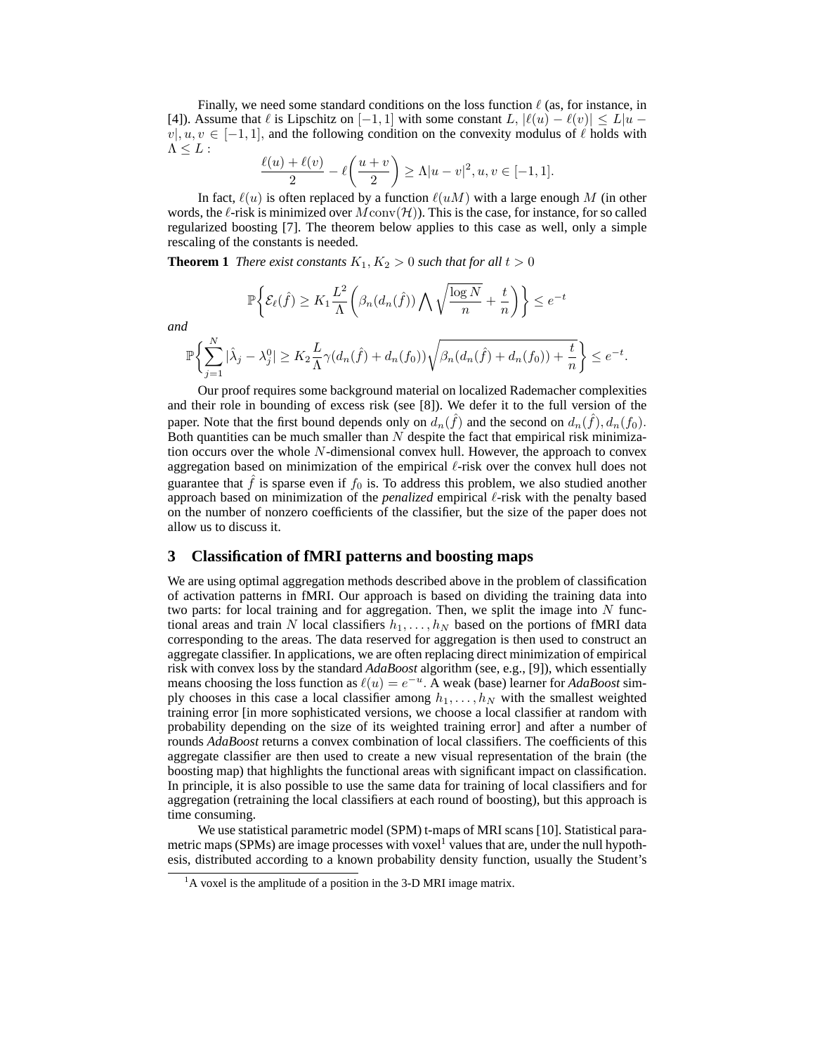Finally, we need some standard conditions on the loss function $\ell$ (as, for instance, in [4]). Assume that $\ell$ is Lipschitz on $[-1, 1]$ with some constant $L$, $|\ell(u) - \ell(v)| \leq L|u - v|, u, v \in [-1, 1]$, and the following condition on the convexity modulus of $\ell$ holds with $\Lambda \leq L$ :

$$\frac{\ell(u) + \ell(v)}{2} - \ell\left(\frac{u + v}{2}\right) \geq \Lambda|u - v|^2, u, v \in [-1, 1].$$

In fact, $\ell(u)$ is often replaced by a function $\ell(uM)$ with a large enough $M$ (in other words, the $\ell$-risk is minimized over $M\mathrm{conv}(\mathcal{H})$). This is the case, for instance, for so called regularized boosting [7]. The theorem below applies to this case as well, only a simple rescaling of the constants is needed.

**Theorem 1** *There exist constants $K_1, K_2 > 0$ such that for all $t > 0$*

$$\mathbb{P}\left\{\mathcal{E}_\ell(\hat{f}) \geq K_1 \frac{L^2}{\Lambda}\left(\beta_n(d_n(\hat{f})) \bigwedge \sqrt{\frac{\log N}{n}} + \frac{t}{n}\right)\right\} \leq e^{-t}$$

*and*

$$\mathbb{P}\left\{\sum_{j=1}^{N} |\hat{\lambda}_j - \lambda_j^0| \geq K_2 \frac{L}{\Lambda} \gamma(d_n(\hat{f}) + d_n(f_0)) \sqrt{\beta_n(d_n(\hat{f}) + d_n(f_0)) + \frac{t}{n}}\right\} \leq e^{-t}.$$

Our proof requires some background material on localized Rademacher complexities and their role in bounding of excess risk (see [8]). We defer it to the full version of the paper. Note that the first bound depends only on $d_n(\hat{f})$ and the second on $d_n(\hat{f}), d_n(f_0)$. Both quantities can be much smaller than $N$ despite the fact that empirical risk minimization occurs over the whole $N$-dimensional convex hull. However, the approach to convex aggregation based on minimization of the empirical $\ell$-risk over the convex hull does not guarantee that $\hat{f}$ is sparse even if $f_0$ is. To address this problem, we also studied another approach based on minimization of the *penalized* empirical $\ell$-risk with the penalty based on the number of nonzero coefficients of the classifier, but the size of the paper does not allow us to discuss it.

## 3 Classification of fMRI patterns and boosting maps

We are using optimal aggregation methods described above in the problem of classification of activation patterns in fMRI. Our approach is based on dividing the training data into two parts: for local training and for aggregation. Then, we split the image into $N$ functional areas and train $N$ local classifiers $h_1, \ldots, h_N$ based on the portions of fMRI data corresponding to the areas. The data reserved for aggregation is then used to construct an aggregate classifier. In applications, we are often replacing direct minimization of empirical risk with convex loss by the standard *AdaBoost* algorithm (see, e.g., [9]), which essentially means choosing the loss function as $\ell(u) = e^{-u}$. A weak (base) learner for *AdaBoost* simply chooses in this case a local classifier among $h_1, \ldots, h_N$ with the smallest weighted training error [in more sophisticated versions, we choose a local classifier at random with probability depending on the size of its weighted training error] and after a number of rounds *AdaBoost* returns a convex combination of local classifiers. The coefficients of this aggregate classifier are then used to create a new visual representation of the brain (the boosting map) that highlights the functional areas with significant impact on classification. In principle, it is also possible to use the same data for training of local classifiers and for aggregation (retraining the local classifiers at each round of boosting), but this approach is time consuming.

We use statistical parametric model (SPM) t-maps of MRI scans [10]. Statistical parametric maps (SPMs) are image processes with voxel[1] values that are, under the null hypothesis, distributed according to a known probability density function, usually the Student's

[1] A voxel is the amplitude of a position in the 3-D MRI image matrix.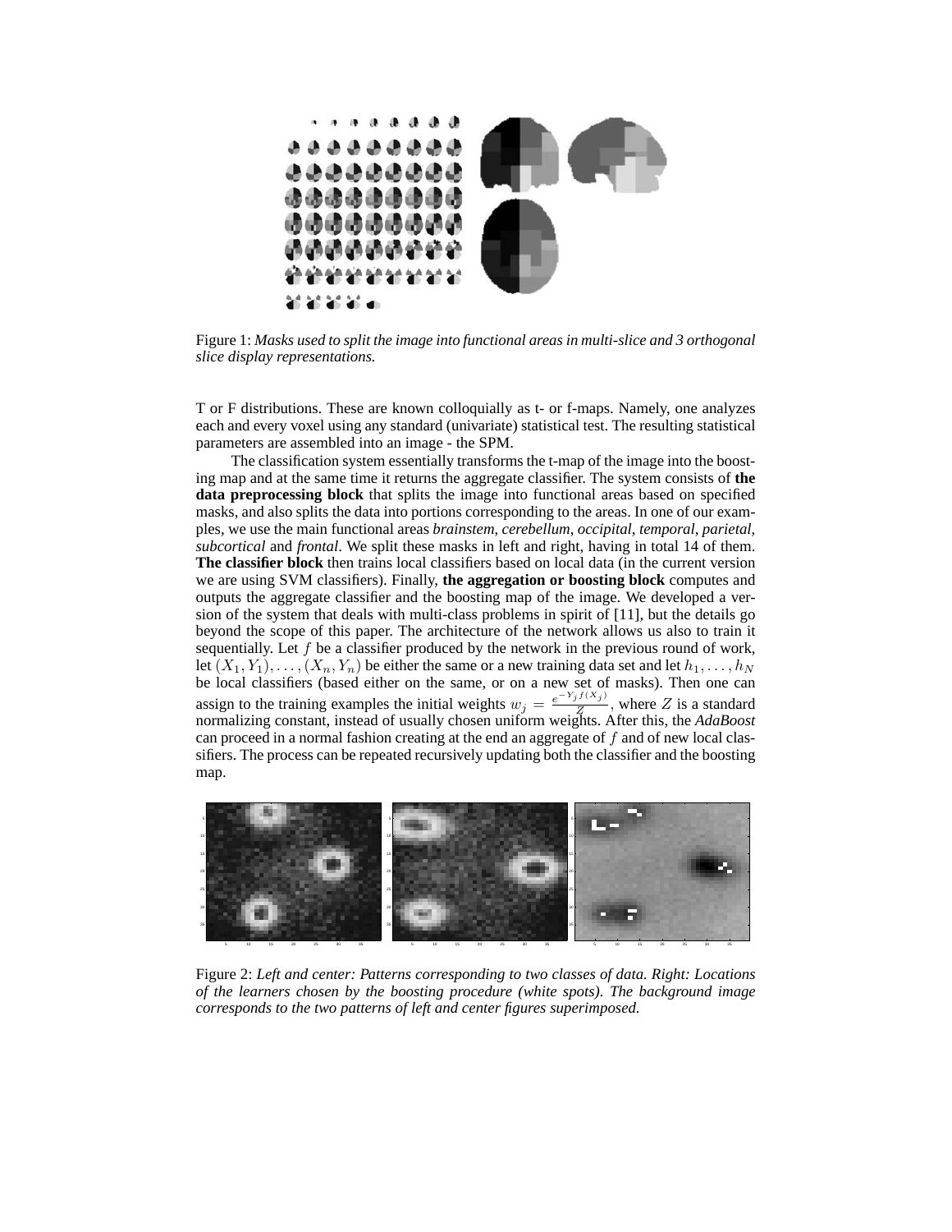Figure 1: *Masks used to split the image into functional areas in multi-slice and 3 orthogonal slice display representations.*

T or F distributions. These are known colloquially as t- or f-maps. Namely, one analyzes each and every voxel using any standard (univariate) statistical test. The resulting statistical parameters are assembled into an image - the SPM.

The classification system essentially transforms the t-map of the image into the boosting map and at the same time it returns the aggregate classifier. The system consists of **the data preprocessing block** that splits the image into functional areas based on specified masks, and also splits the data into portions corresponding to the areas. In one of our examples, we use the main functional areas *brainstem, cerebellum, occipital, temporal, parietal, subcortical* and *frontal*. We split these masks in left and right, having in total 14 of them. **The classifier block** then trains local classifiers based on local data (in the current version we are using SVM classifiers). Finally, **the aggregation or boosting block** computes and outputs the aggregate classifier and the boosting map of the image. We developed a version of the system that deals with multi-class problems in spirit of [11], but the details go beyond the scope of this paper. The architecture of the network allows us also to train it sequentially. Let $f$ be a classifier produced by the network in the previous round of work, let $(X_1, Y_1), \ldots, (X_n, Y_n)$ be either the same or a new training data set and let $h_1, \ldots, h_N$ be local classifiers (based either on the same, or on a new set of masks). Then one can assign to the training examples the initial weights $w_j = \frac{e^{-Y_j f(X_j)}}{Z}$, where $Z$ is a standard normalizing constant, instead of usually chosen uniform weights. After this, the *AdaBoost* can proceed in a normal fashion creating at the end an aggregate of $f$ and of new local classifiers. The process can be repeated recursively updating both the classifier and the boosting map.

Figure 2: *Left and center: Patterns corresponding to two classes of data. Right: Locations of the learners chosen by the boosting procedure (white spots). The background image corresponds to the two patterns of left and center figures superimposed.*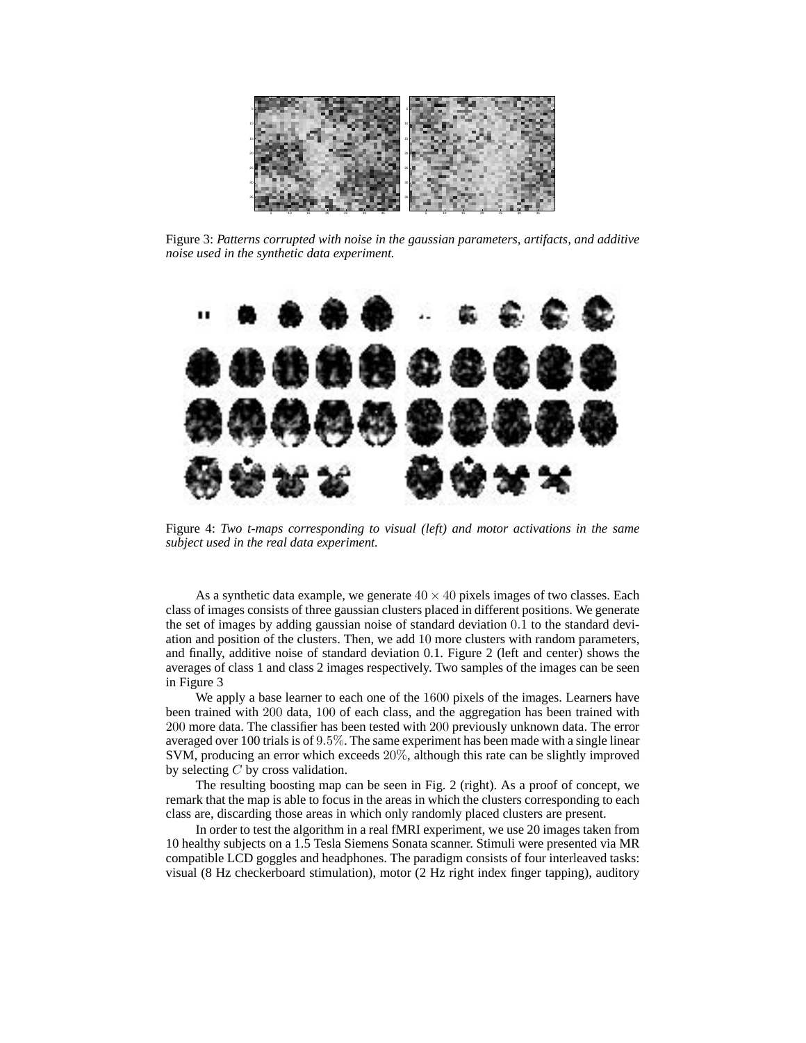Figure 3: *Patterns corrupted with noise in the gaussian parameters, artifacts, and additive noise used in the synthetic data experiment.*

Figure 4: *Two t-maps corresponding to visual (left) and motor activations in the same subject used in the real data experiment.*

As a synthetic data example, we generate $40 \times 40$ pixels images of two classes. Each class of images consists of three gaussian clusters placed in different positions. We generate the set of images by adding gaussian noise of standard deviation $0.1$ to the standard deviation and position of the clusters. Then, we add $10$ more clusters with random parameters, and finally, additive noise of standard deviation 0.1. Figure 2 (left and center) shows the averages of class 1 and class 2 images respectively. Two samples of the images can be seen in Figure 3

We apply a base learner to each one of the $1600$ pixels of the images. Learners have been trained with $200$ data, $100$ of each class, and the aggregation has been trained with $200$ more data. The classifier has been tested with $200$ previously unknown data. The error averaged over 100 trials is of $9.5\%$. The same experiment has been made with a single linear SVM, producing an error which exceeds $20\%$, although this rate can be slightly improved by selecting $C$ by cross validation.

The resulting boosting map can be seen in Fig. 2 (right). As a proof of concept, we remark that the map is able to focus in the areas in which the clusters corresponding to each class are, discarding those areas in which only randomly placed clusters are present.

In order to test the algorithm in a real fMRI experiment, we use 20 images taken from 10 healthy subjects on a 1.5 Tesla Siemens Sonata scanner. Stimuli were presented via MR compatible LCD goggles and headphones. The paradigm consists of four interleaved tasks: visual (8 Hz checkerboard stimulation), motor (2 Hz right index finger tapping), auditory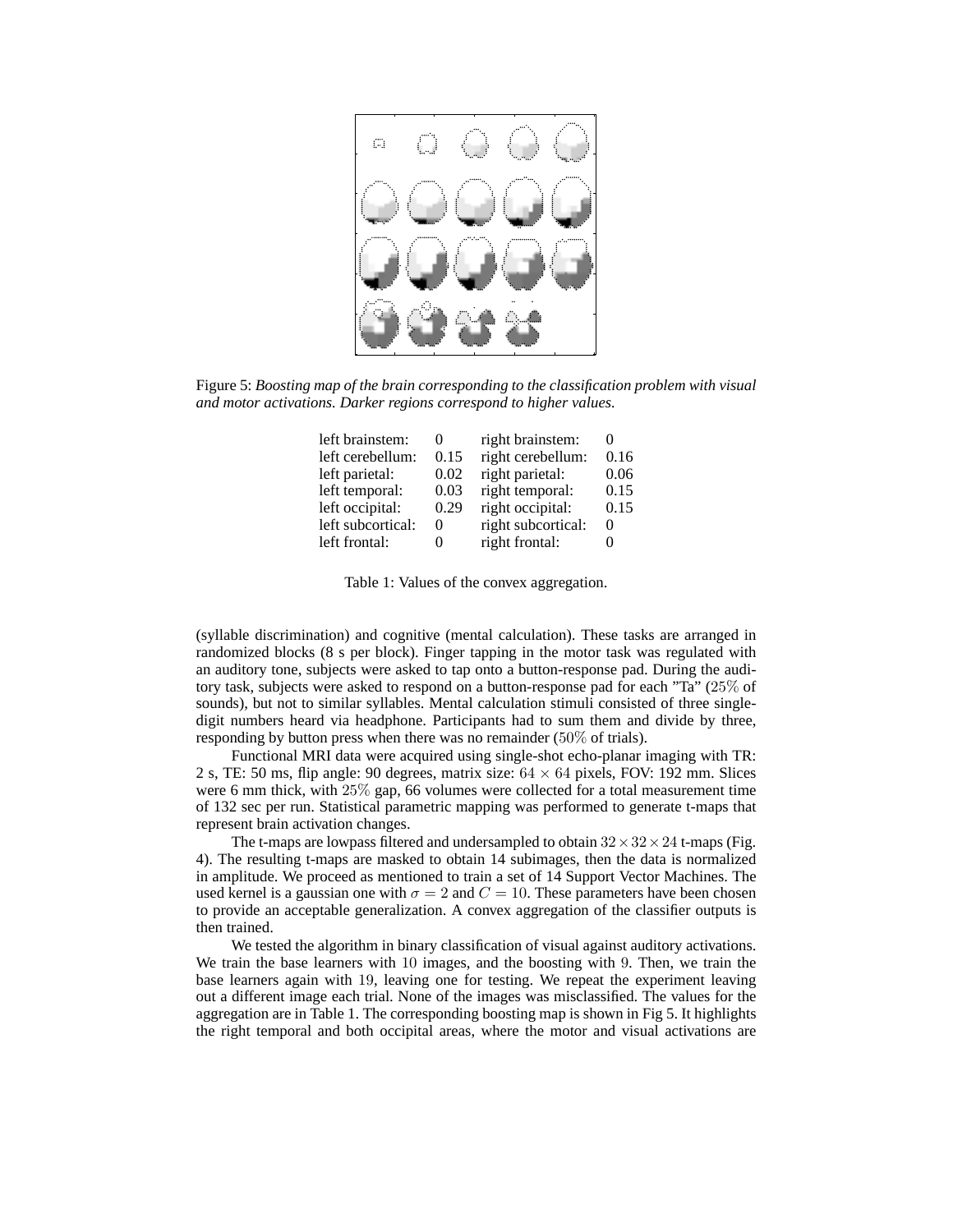Figure 5: *Boosting map of the brain corresponding to the classification problem with visual and motor activations. Darker regions correspond to higher values.*

| | | | |
|---|---|---|---|
| left brainstem: | 0 | right brainstem: | 0 |
| left cerebellum: | 0.15 | right cerebellum: | 0.16 |
| left parietal: | 0.02 | right parietal: | 0.06 |
| left temporal: | 0.03 | right temporal: | 0.15 |
| left occipital: | 0.29 | right occipital: | 0.15 |
| left subcortical: | 0 | right subcortical: | 0 |
| left frontal: | 0 | right frontal: | 0 |

Table 1: Values of the convex aggregation.

(syllable discrimination) and cognitive (mental calculation). These tasks are arranged in randomized blocks (8 s per block). Finger tapping in the motor task was regulated with an auditory tone, subjects were asked to tap onto a button-response pad. During the auditory task, subjects were asked to respond on a button-response pad for each "Ta" ($25\%$ of sounds), but not to similar syllables. Mental calculation stimuli consisted of three single-digit numbers heard via headphone. Participants had to sum them and divide by three, responding by button press when there was no remainder ($50\%$ of trials).

Functional MRI data were acquired using single-shot echo-planar imaging with TR: 2 s, TE: 50 ms, flip angle: 90 degrees, matrix size: $64 \times 64$ pixels, FOV: 192 mm. Slices were 6 mm thick, with $25\%$ gap, 66 volumes were collected for a total measurement time of 132 sec per run. Statistical parametric mapping was performed to generate t-maps that represent brain activation changes.

The t-maps are lowpass filtered and undersampled to obtain $32 \times 32 \times 24$ t-maps (Fig. 4). The resulting t-maps are masked to obtain 14 subimages, then the data is normalized in amplitude. We proceed as mentioned to train a set of 14 Support Vector Machines. The used kernel is a gaussian one with $\sigma = 2$ and $C = 10$. These parameters have been chosen to provide an acceptable generalization. A convex aggregation of the classifier outputs is then trained.

We tested the algorithm in binary classification of visual against auditory activations. We train the base learners with $10$ images, and the boosting with $9$. Then, we train the base learners again with $19$, leaving one for testing. We repeat the experiment leaving out a different image each trial. None of the images was misclassified. The values for the aggregation are in Table 1. The corresponding boosting map is shown in Fig 5. It highlights the right temporal and both occipital areas, where the motor and visual activations are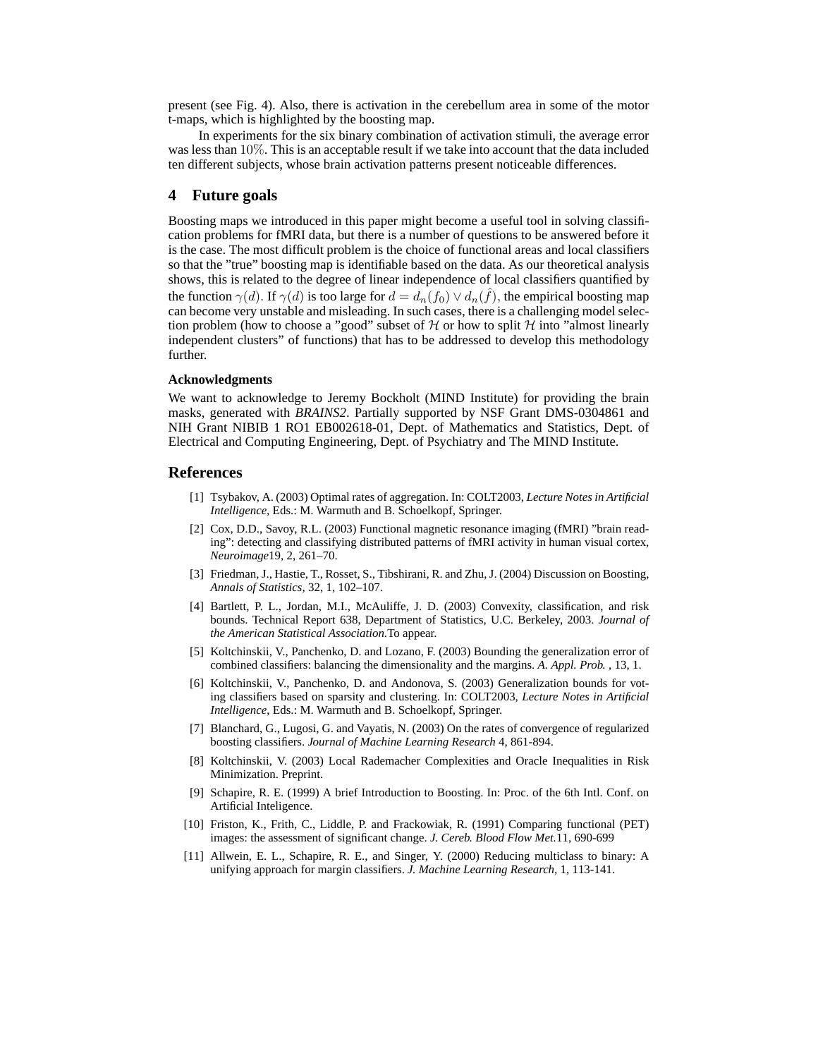present (see Fig. 4). Also, there is activation in the cerebellum area in some of the motor t-maps, which is highlighted by the boosting map.

In experiments for the six binary combination of activation stimuli, the average error was less than $10\%$. This is an acceptable result if we take into account that the data included ten different subjects, whose brain activation patterns present noticeable differences.

## 4 Future goals

Boosting maps we introduced in this paper might become a useful tool in solving classification problems for fMRI data, but there is a number of questions to be answered before it is the case. The most difficult problem is the choice of functional areas and local classifiers so that the "true" boosting map is identifiable based on the data. As our theoretical analysis shows, this is related to the degree of linear independence of local classifiers quantified by the function $\gamma(d)$. If $\gamma(d)$ is too large for $d = d_n(f_0) \vee d_n(\hat{f})$, the empirical boosting map can become very unstable and misleading. In such cases, there is a challenging model selection problem (how to choose a "good" subset of $\mathcal{H}$ or how to split $\mathcal{H}$ into "almost linearly independent clusters" of functions) that has to be addressed to develop this methodology further.

### Acknowledgments

We want to acknowledge to Jeremy Bockholt (MIND Institute) for providing the brain masks, generated with *BRAINS2*. Partially supported by NSF Grant DMS-0304861 and NIH Grant NIBIB 1 RO1 EB002618-01, Dept. of Mathematics and Statistics, Dept. of Electrical and Computing Engineering, Dept. of Psychiatry and The MIND Institute.

## References

[1] Tsybakov, A. (2003) Optimal rates of aggregation. In: COLT2003, *Lecture Notes in Artificial Intelligence*, Eds.: M. Warmuth and B. Schoelkopf, Springer.

[2] Cox, D.D., Savoy, R.L. (2003) Functional magnetic resonance imaging (fMRI) "brain reading": detecting and classifying distributed patterns of fMRI activity in human visual cortex, *Neuroimage*19, 2, 261–70.

[3] Friedman, J., Hastie, T., Rosset, S., Tibshirani, R. and Zhu, J. (2004) Discussion on Boosting, *Annals of Statistics*, 32, 1, 102–107.

[4] Bartlett, P. L., Jordan, M.I., McAuliffe, J. D. (2003) Convexity, classification, and risk bounds. Technical Report 638, Department of Statistics, U.C. Berkeley, 2003. *Journal of the American Statistical Association*.To appear.

[5] Koltchinskii, V., Panchenko, D. and Lozano, F. (2003) Bounding the generalization error of combined classifiers: balancing the dimensionality and the margins. *A. Appl. Prob.* , 13, 1.

[6] Koltchinskii, V., Panchenko, D. and Andonova, S. (2003) Generalization bounds for voting classifiers based on sparsity and clustering. In: COLT2003, *Lecture Notes in Artificial Intelligence*, Eds.: M. Warmuth and B. Schoelkopf, Springer.

[7] Blanchard, G., Lugosi, G. and Vayatis, N. (2003) On the rates of convergence of regularized boosting classifiers. *Journal of Machine Learning Research* 4, 861-894.

[8] Koltchinskii, V. (2003) Local Rademacher Complexities and Oracle Inequalities in Risk Minimization. Preprint.

[9] Schapire, R. E. (1999) A brief Introduction to Boosting. In: Proc. of the 6th Intl. Conf. on Artificial Inteligence.

[10] Friston, K., Frith, C., Liddle, P. and Frackowiak, R. (1991) Comparing functional (PET) images: the assessment of significant change. *J. Cereb. Blood Flow Met.*11, 690-699

[11] Allwein, E. L., Schapire, R. E., and Singer, Y. (2000) Reducing multiclass to binary: A unifying approach for margin classifiers. *J. Machine Learning Research*, 1, 113-141.